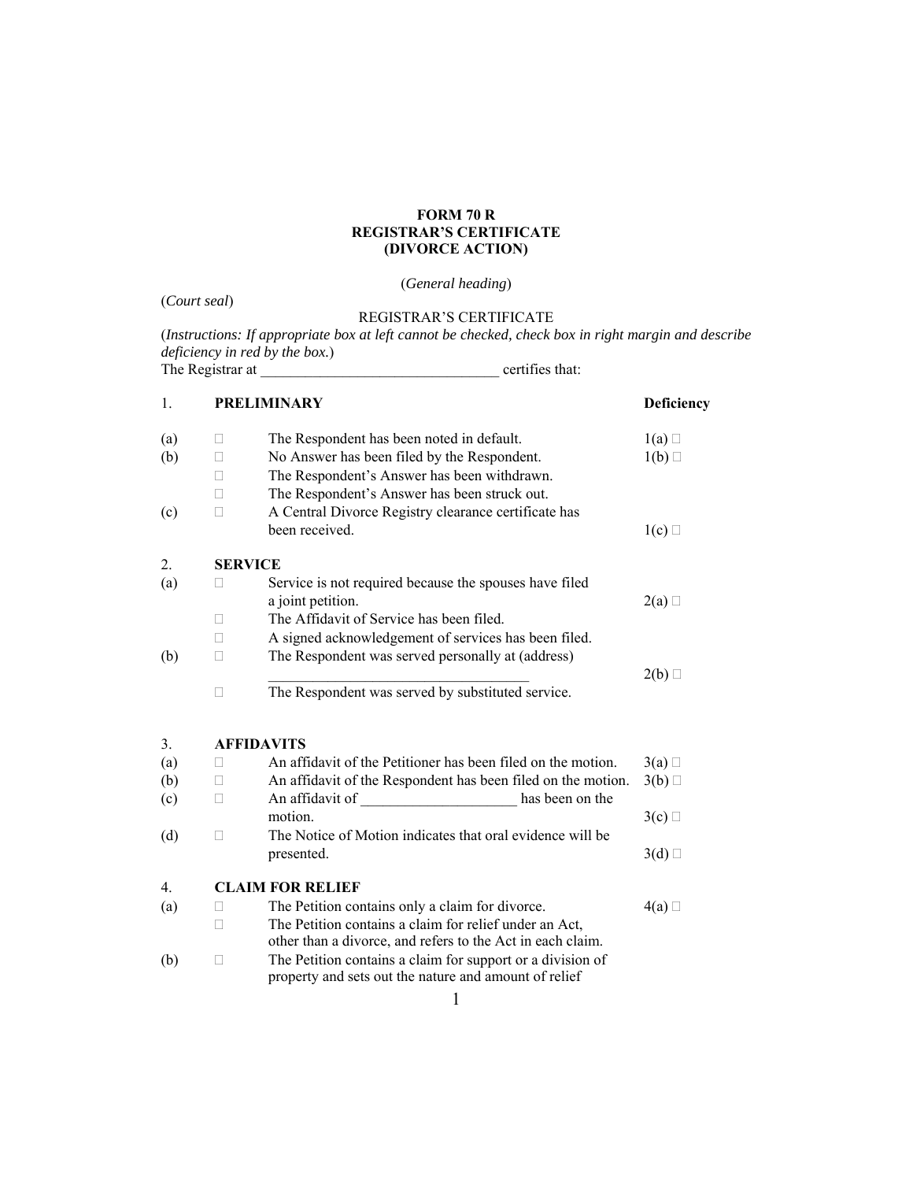**FORM 70 R**
**REGISTRAR'S CERTIFICATE**
**(DIVORCE ACTION)**

(*General heading*)

(*Court seal*)

REGISTRAR'S CERTIFICATE

(*Instructions: If appropriate box at left cannot be checked, check box in right margin and describe deficiency in red by the box.*)

The Registrar at ________________________________ certifies that:

| | | | **Deficiency** |
|---|---|---|---|
| 1. | | **PRELIMINARY** | |
| (a) | ☐ | The Respondent has been noted in default. | 1(a) ☐ |
| (b) | ☐ | No Answer has been filed by the Respondent. | 1(b) ☐ |
| | ☐ | The Respondent's Answer has been withdrawn. | |
| | ☐ | The Respondent's Answer has been struck out. | |
| (c) | ☐ | A Central Divorce Registry clearance certificate has been received. | 1(c) ☐ |
| 2. | | **SERVICE** | |
| (a) | ☐ | Service is not required because the spouses have filed a joint petition. | 2(a) ☐ |
| | ☐ | The Affidavit of Service has been filed. | |
| | ☐ | A signed acknowledgement of services has been filed. | |
| (b) | ☐ | The Respondent was served personally at (address) ___________________________________ | 2(b) ☐ |
| | ☐ | The Respondent was served by substituted service. | |
| 3. | | **AFFIDAVITS** | |
| (a) | ☐ | An affidavit of the Petitioner has been filed on the motion. | 3(a) ☐ |
| (b) | ☐ | An affidavit of the Respondent has been filed on the motion. | 3(b) ☐ |
| (c) | ☐ | An affidavit of _____________________ has been on the motion. | 3(c) ☐ |
| (d) | ☐ | The Notice of Motion indicates that oral evidence will be presented. | 3(d) ☐ |
| 4. | | **CLAIM FOR RELIEF** | |
| (a) | ☐ | The Petition contains only a claim for divorce. | 4(a) ☐ |
| | ☐ | The Petition contains a claim for relief under an Act, other than a divorce, and refers to the Act in each claim. | |
| (b) | ☐ | The Petition contains a claim for support or a division of property and sets out the nature and amount of relief | |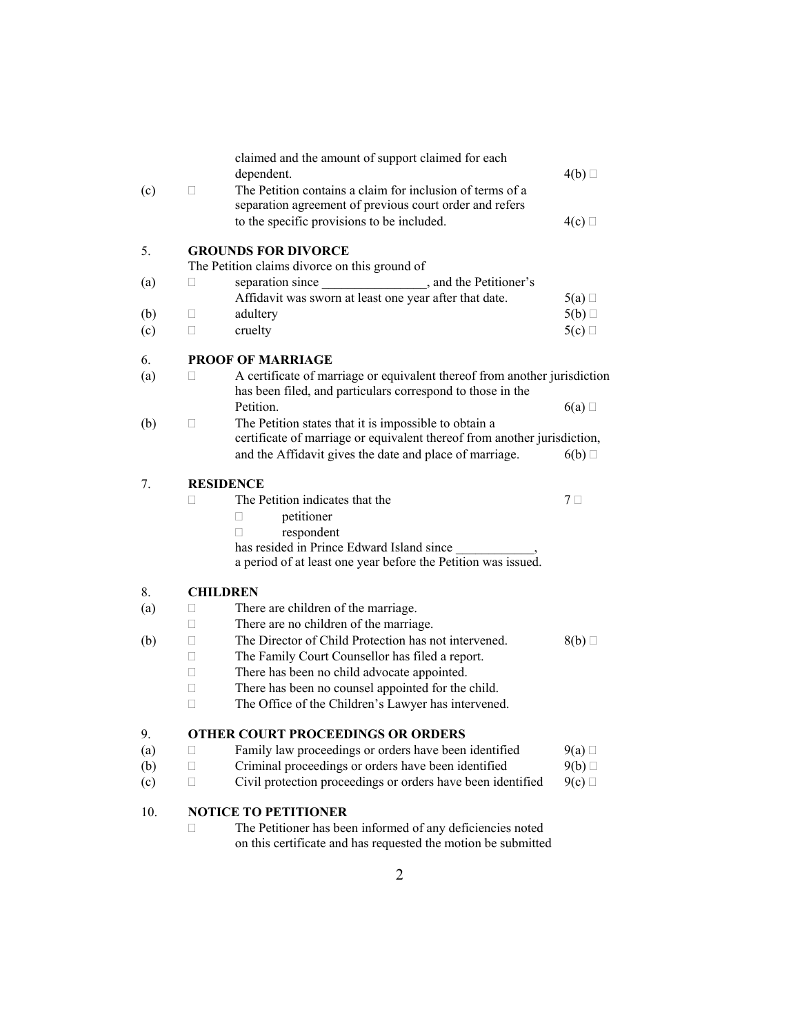claimed and the amount of support claimed for each dependent. 4(b) □

(c) □ The Petition contains a claim for inclusion of terms of a separation agreement of previous court order and refers to the specific provisions to be included. 4(c) □

5. **GROUNDS FOR DIVORCE**

The Petition claims divorce on this ground of

(a) □ separation since ________________, and the Petitioner's Affidavit was sworn at least one year after that date. 5(a) □

(b) □ adultery 5(b) □

(c) □ cruelty 5(c) □

6. **PROOF OF MARRIAGE**

(a) □ A certificate of marriage or equivalent thereof from another jurisdiction has been filed, and particulars correspond to those in the Petition. 6(a) □

(b) □ The Petition states that it is impossible to obtain a certificate of marriage or equivalent thereof from another jurisdiction, and the Affidavit gives the date and place of marriage. 6(b) □

7. **RESIDENCE**

□ The Petition indicates that the 7 □

- □ petitioner
- □ respondent

has resided in Prince Edward Island since ____________, a period of at least one year before the Petition was issued.

8. **CHILDREN**

(a) □ There are children of the marriage.

□ There are no children of the marriage.

(b) □ The Director of Child Protection has not intervened. 8(b) □

□ The Family Court Counsellor has filed a report.

□ There has been no child advocate appointed.

□ There has been no counsel appointed for the child.

□ The Office of the Children's Lawyer has intervened.

9. **OTHER COURT PROCEEDINGS OR ORDERS**

(a) □ Family law proceedings or orders have been identified 9(a) □

(b) □ Criminal proceedings or orders have been identified 9(b) □

(c) □ Civil protection proceedings or orders have been identified 9(c) □

10. **NOTICE TO PETITIONER**

□ The Petitioner has been informed of any deficiencies noted on this certificate and has requested the motion be submitted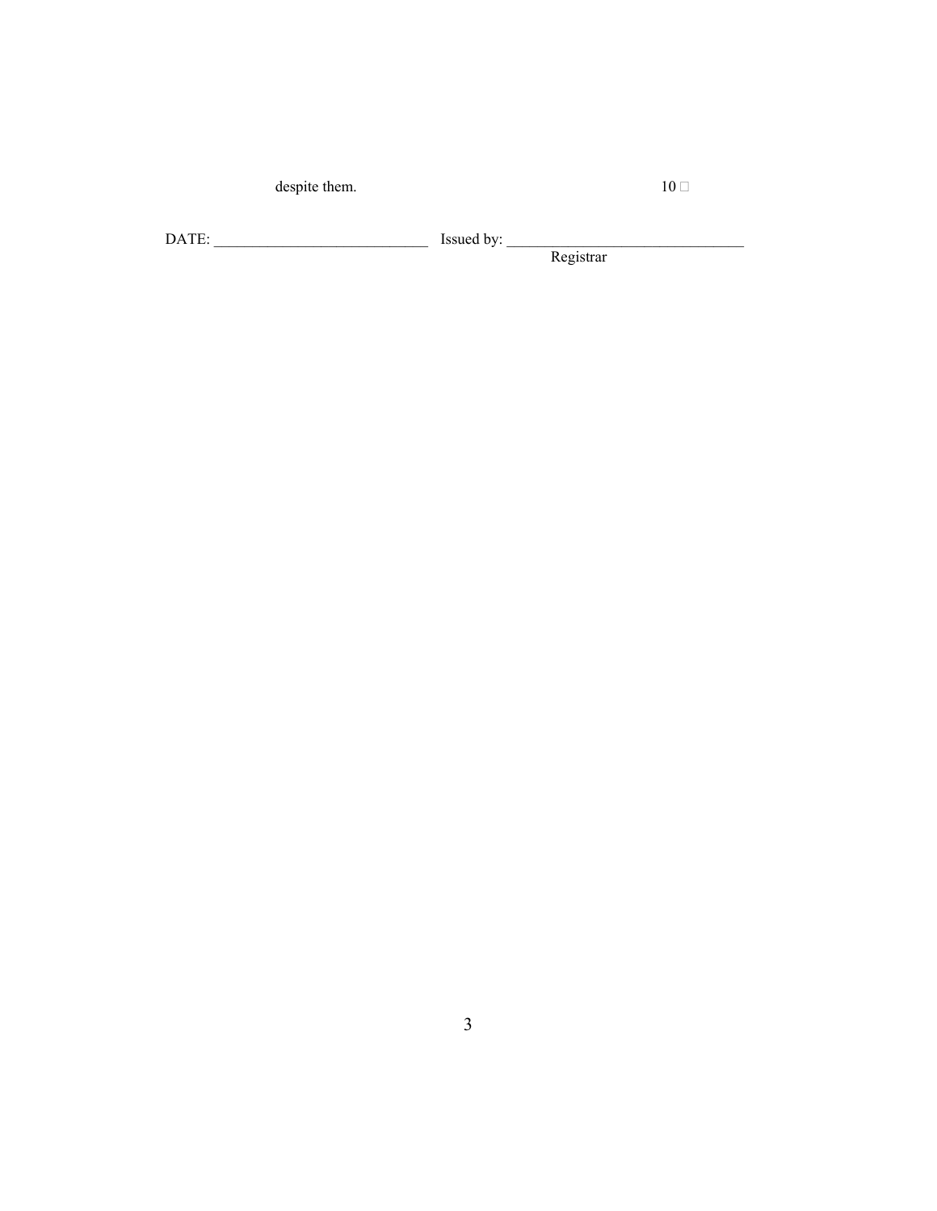| | |
|---|---|
| despite them. | 10 □ |

DATE: ____________________________ Issued by: _______________________________
Registrar